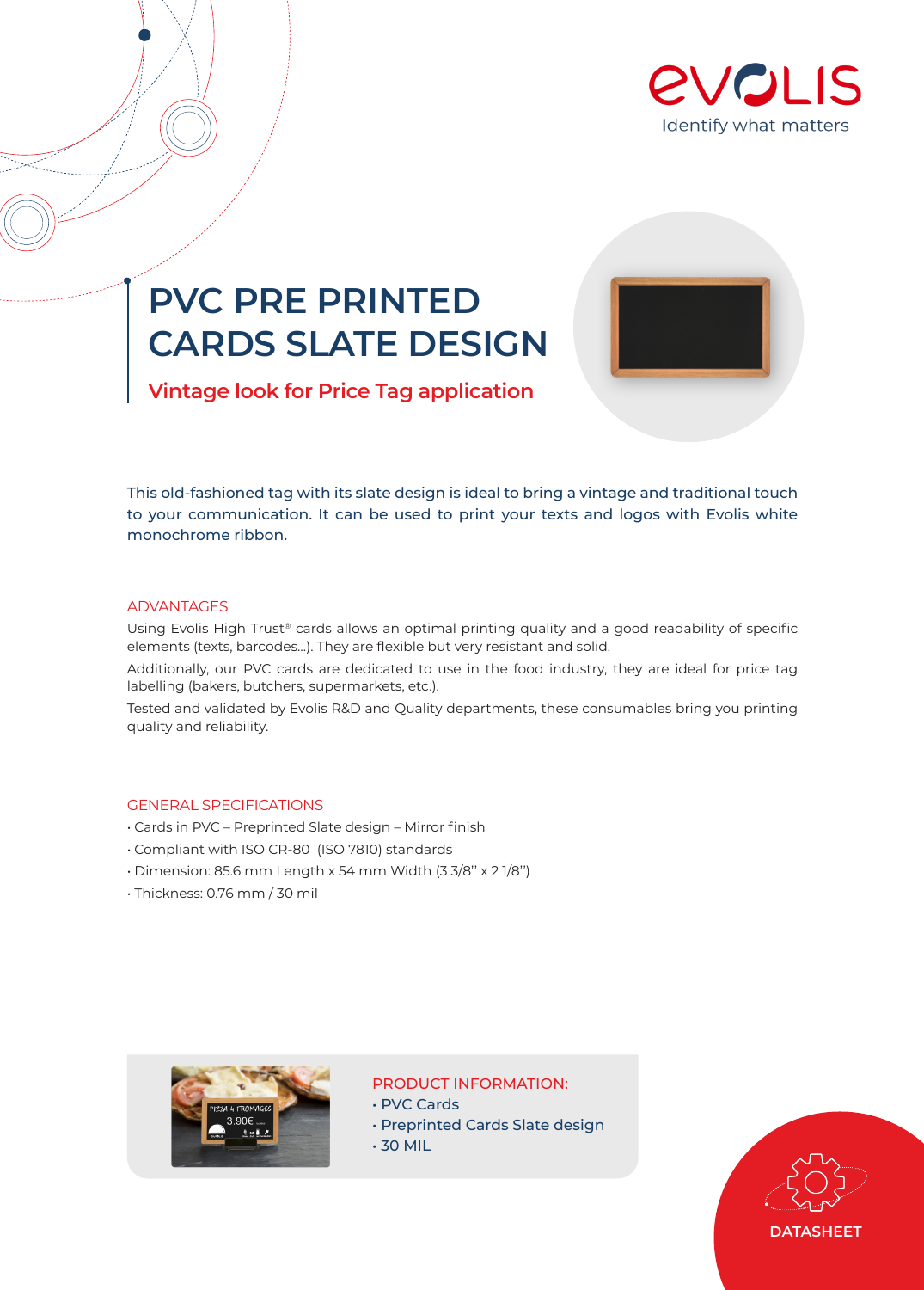# PVC PRE PRINTED CARDS SLATE DESIGN

## Vintage look for Price Tag application

This old-fashioned tag with its slate design is ideal to bring a vintage and traditional touch to your communication. It can be used to print your texts and logos with Evolis white monochrome ribbon.

### ADVANTAGES

Using Evolis High Trust® cards allows an optimal printing quality and a good readability of specific elements (texts, barcodes...). They are flexible but very resistant and solid.

Additionally, our PVC cards are dedicated to use in the food industry, they are ideal for price tag labelling (bakers, butchers, supermarkets, etc.).

Tested and validated by Evolis R&D and Quality departments, these consumables bring you printing quality and reliability.

### GENERAL SPECIFICATIONS

- Cards in PVC – Preprinted Slate design – Mirror finish
- Compliant with ISO CR-80 (ISO 7810) standards
- Dimension: 85.6 mm Length x 54 mm Width (3 3/8'' x 2 1/8'')
- Thickness: 0.76 mm / 30 mil

### PRODUCT INFORMATION:

- PVC Cards
- Preprinted Cards Slate design
- 30 MIL

DATASHEET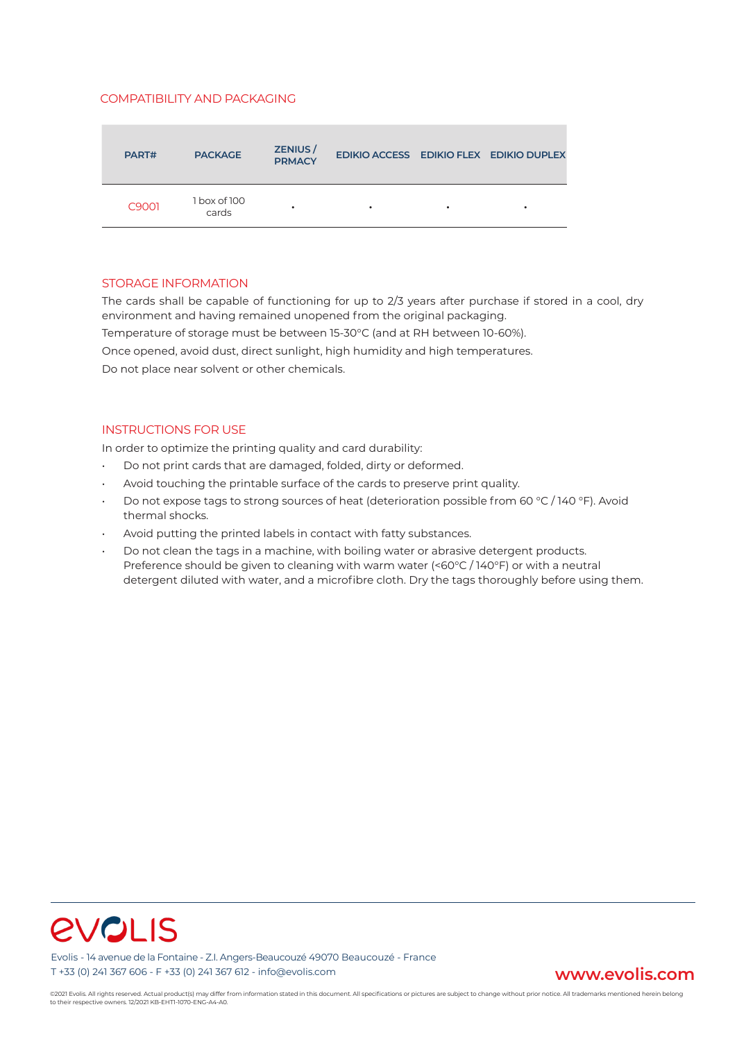## COMPATIBILITY AND PACKAGING

| PART# | PACKAGE | ZENIUS / PRMACY | EDIKIO ACCESS | EDIKIO FLEX | EDIKIO DUPLEX |
|---|---|---|---|---|---|
| C9001 | 1 box of 100 cards | • | • | • | • |

## STORAGE INFORMATION

The cards shall be capable of functioning for up to 2/3 years after purchase if stored in a cool, dry environment and having remained unopened from the original packaging.

Temperature of storage must be between 15-30°C (and at RH between 10-60%).

Once opened, avoid dust, direct sunlight, high humidity and high temperatures.

Do not place near solvent or other chemicals.

## INSTRUCTIONS FOR USE

In order to optimize the printing quality and card durability:

- Do not print cards that are damaged, folded, dirty or deformed.
- Avoid touching the printable surface of the cards to preserve print quality.
- Do not expose tags to strong sources of heat (deterioration possible from 60 °C / 140 °F). Avoid thermal shocks.
- Avoid putting the printed labels in contact with fatty substances.
- Do not clean the tags in a machine, with boiling water or abrasive detergent products. Preference should be given to cleaning with warm water (<60°C / 140°F) or with a neutral detergent diluted with water, and a microfibre cloth. Dry the tags thoroughly before using them.

EVOLIS

Evolis - 14 avenue de la Fontaine - Z.I. Angers-Beaucouzé 49070 Beaucouzé - France
T +33 (0) 241 367 606 - F +33 (0) 241 367 612 - info@evolis.com

www.evolis.com

©2021 Evolis. All rights reserved. Actual product(s) may differ from information stated in this document. All specifications or pictures are subject to change without prior notice. All trademarks mentioned herein belong to their respective owners. 12/2021 KB-EHT1-1070-ENG-A4-A0.